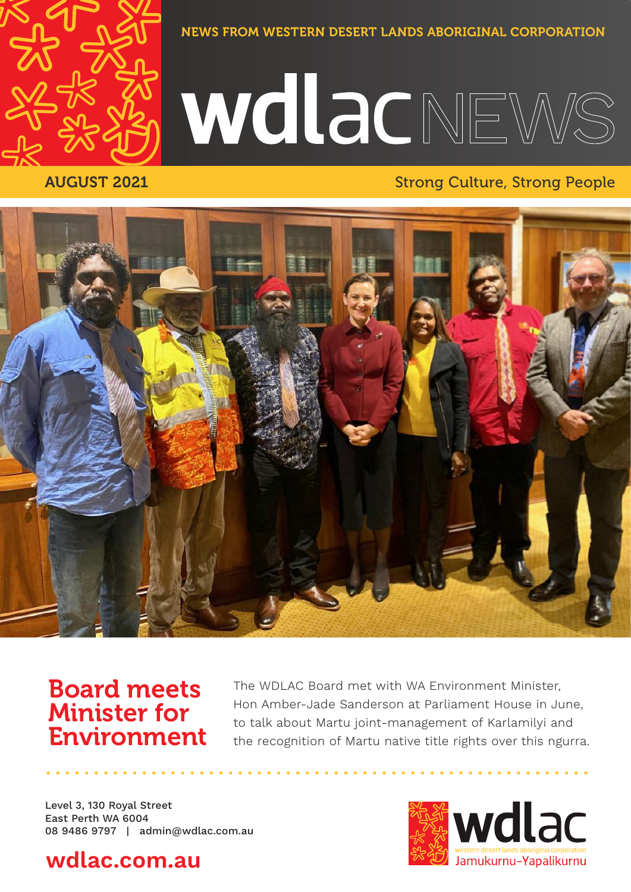NEWS FROM WESTERN DESERT LANDS ABORIGINAL CORPORATION

# wdlac NEWS

**AUGUST 2021**

Strong Culture, Strong People

## Board meets Minister for Environment

The WDLAC Board met with WA Environment Minister, Hon Amber-Jade Sanderson at Parliament House in June, to talk about Martu joint-management of Karlamilyi and the recognition of Martu native title rights over this ngurra.

Level 3, 130 Royal Street
East Perth WA 6004
08 9486 9797 | admin@wdlac.com.au

**wdlac.com.au**

wdlac
western desert lands aboriginal corporation
Jamukurnu-Yapalikurnu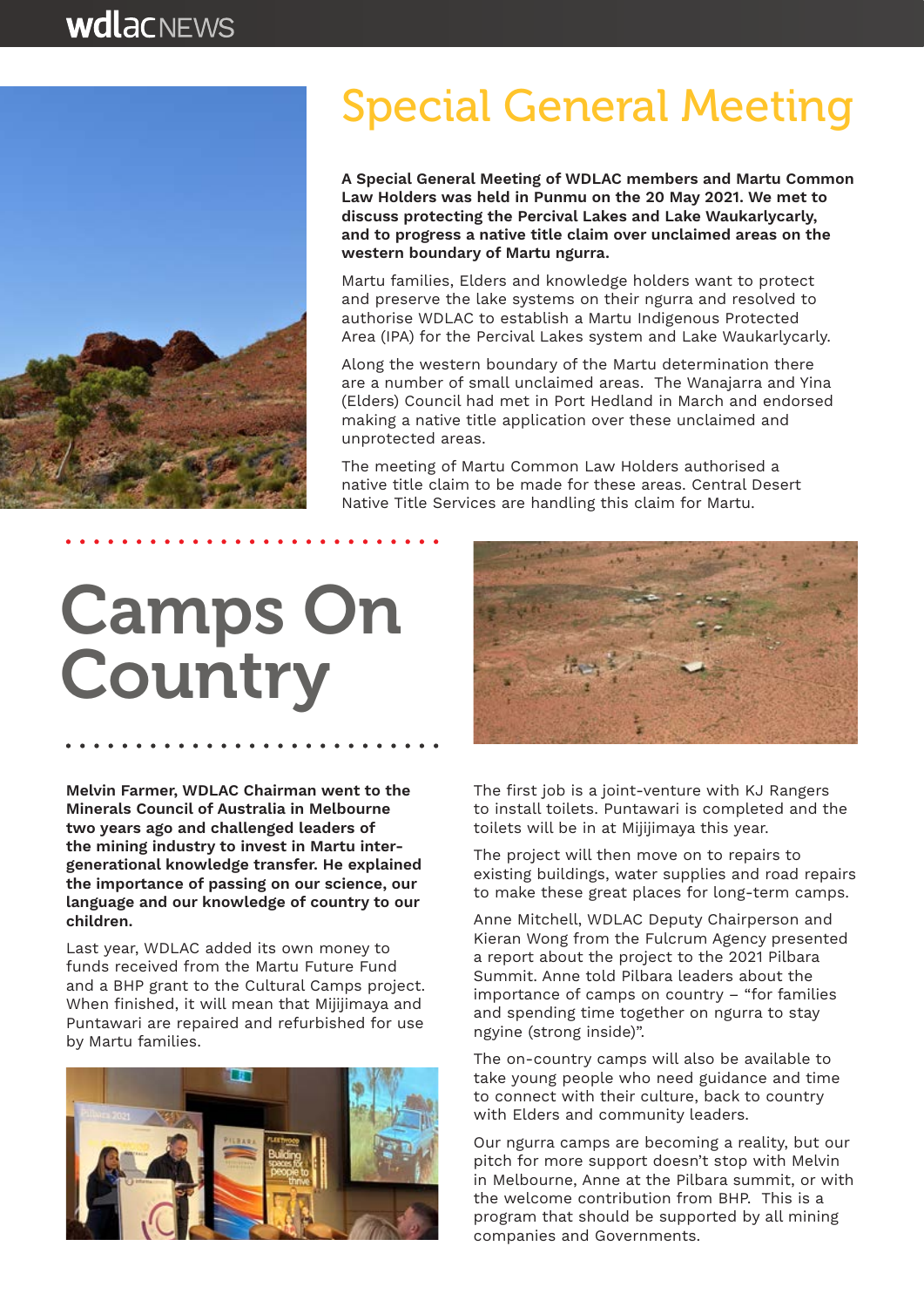# Special General Meeting

**A Special General Meeting of WDLAC members and Martu Common Law Holders was held in Punmu on the 20 May 2021. We met to discuss protecting the Percival Lakes and Lake Waukarlycarly, and to progress a native title claim over unclaimed areas on the western boundary of Martu ngurra.**

Martu families, Elders and knowledge holders want to protect and preserve the lake systems on their ngurra and resolved to authorise WDLAC to establish a Martu Indigenous Protected Area (IPA) for the Percival Lakes system and Lake Waukarlycarly.

Along the western boundary of the Martu determination there are a number of small unclaimed areas. The Wanajarra and Yina (Elders) Council had met in Port Hedland in March and endorsed making a native title application over these unclaimed and unprotected areas.

The meeting of Martu Common Law Holders authorised a native title claim to be made for these areas. Central Desert Native Title Services are handling this claim for Martu.

# Camps On Country

**Melvin Farmer, WDLAC Chairman went to the Minerals Council of Australia in Melbourne two years ago and challenged leaders of the mining industry to invest in Martu inter-generational knowledge transfer. He explained the importance of passing on our science, our language and our knowledge of country to our children.**

Last year, WDLAC added its own money to funds received from the Martu Future Fund and a BHP grant to the Cultural Camps project. When finished, it will mean that Mijijimaya and Puntawari are repaired and refurbished for use by Martu families.

The first job is a joint-venture with KJ Rangers to install toilets. Puntawari is completed and the toilets will be in at Mijijimaya this year.

The project will then move on to repairs to existing buildings, water supplies and road repairs to make these great places for long-term camps.

Anne Mitchell, WDLAC Deputy Chairperson and Kieran Wong from the Fulcrum Agency presented a report about the project to the 2021 Pilbara Summit. Anne told Pilbara leaders about the importance of camps on country – "for families and spending time together on ngurra to stay ngyine (strong inside)".

The on-country camps will also be available to take young people who need guidance and time to connect with their culture, back to country with Elders and community leaders.

Our ngurra camps are becoming a reality, but our pitch for more support doesn't stop with Melvin in Melbourne, Anne at the Pilbara summit, or with the welcome contribution from BHP. This is a program that should be supported by all mining companies and Governments.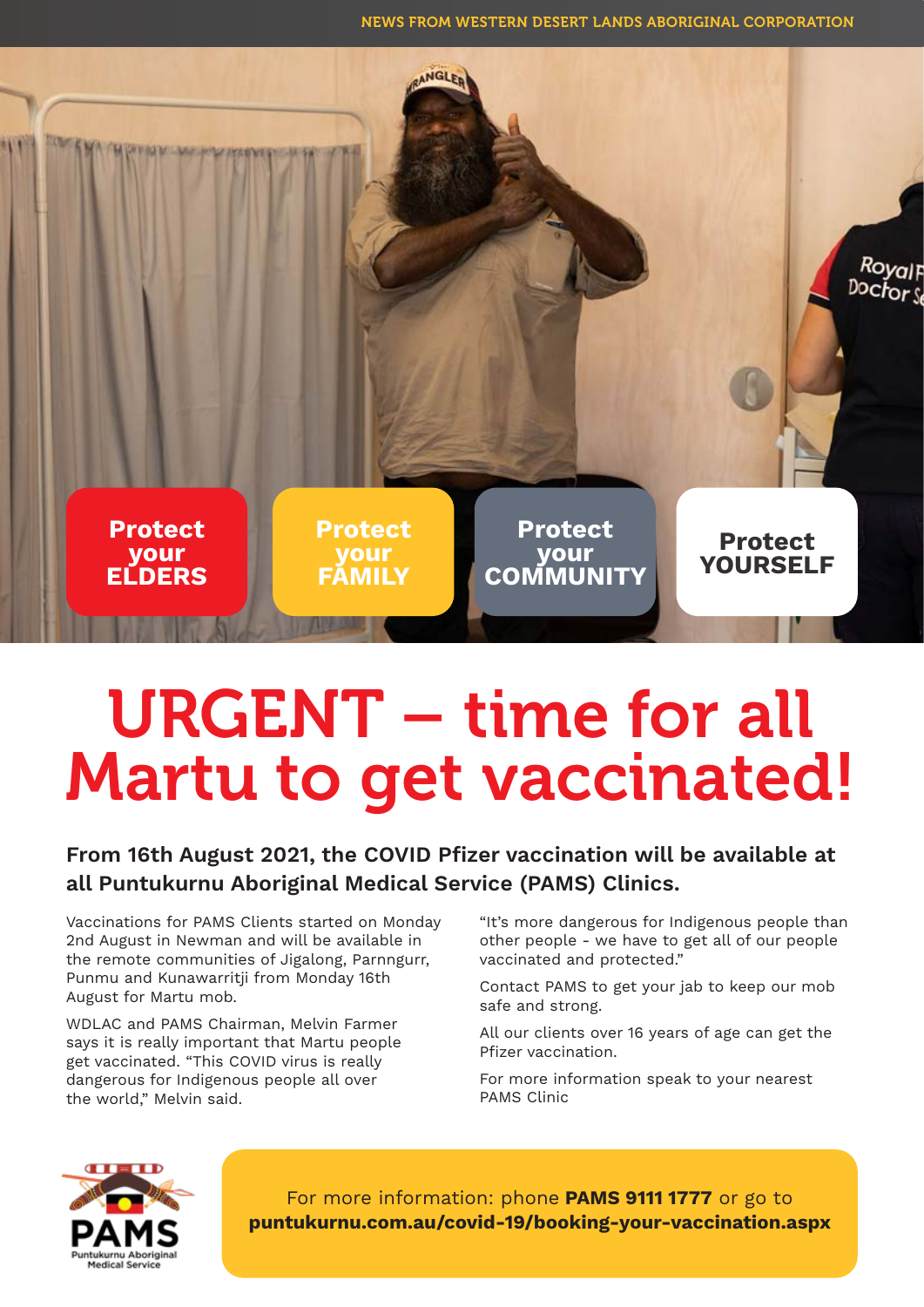NEWS FROM WESTERN DESERT LANDS ABORIGINAL CORPORATION

**Protect your ELDERS** | **Protect your FAMILY** | **Protect your COMMUNITY** | **Protect YOURSELF**

# URGENT – time for all Martu to get vaccinated!

**From 16th August 2021, the COVID Pfizer vaccination will be available at all Puntukurnu Aboriginal Medical Service (PAMS) Clinics.**

Vaccinations for PAMS Clients started on Monday 2nd August in Newman and will be available in the remote communities of Jigalong, Parnngurr, Punmu and Kunawarritji from Monday 16th August for Martu mob.

WDLAC and PAMS Chairman, Melvin Farmer says it is really important that Martu people get vaccinated. "This COVID virus is really dangerous for Indigenous people all over the world," Melvin said.

"It's more dangerous for Indigenous people than other people - we have to get all of our people vaccinated and protected."

Contact PAMS to get your jab to keep our mob safe and strong.

All our clients over 16 years of age can get the Pfizer vaccination.

For more information speak to your nearest PAMS Clinic

PAMS Puntukurnu Aboriginal Medical Service

For more information: phone **PAMS 9111 1777** or go to **puntukurnu.com.au/covid-19/booking-your-vaccination.aspx**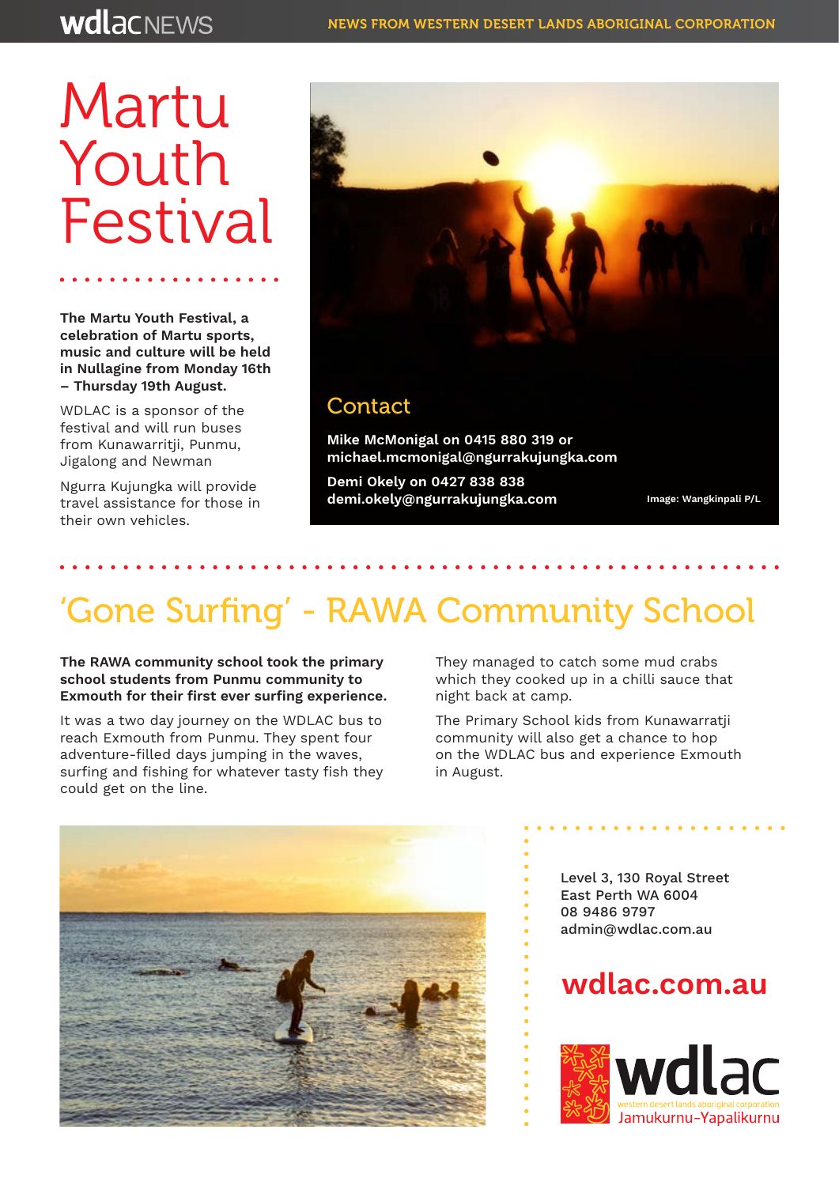# Martu Youth Festival

**The Martu Youth Festival, a celebration of Martu sports, music and culture will be held in Nullagine from Monday 16th – Thursday 19th August.**

WDLAC is a sponsor of the festival and will run buses from Kunawarritji, Punmu, Jigalong and Newman

Ngurra Kujungka will provide travel assistance for those in their own vehicles.

## Contact

**Mike McMonigal on 0415 880 319 or michael.mcmonigal@ngurrakujungka.com**

**Demi Okely on 0427 838 838 demi.okely@ngurrakujungka.com**

Image: Wangkinpali P/L

# 'Gone Surfing' - RAWA Community School

**The RAWA community school took the primary school students from Punmu community to Exmouth for their first ever surfing experience.**

It was a two day journey on the WDLAC bus to reach Exmouth from Punmu. They spent four adventure-filled days jumping in the waves, surfing and fishing for whatever tasty fish they could get on the line.

They managed to catch some mud crabs which they cooked up in a chilli sauce that night back at camp.

The Primary School kids from Kunawarratji community will also get a chance to hop on the WDLAC bus and experience Exmouth in August.

Level 3, 130 Royal Street
East Perth WA 6004
08 9486 9797
admin@wdlac.com.au

**wdlac.com.au**

wdlac
western desert lands aboriginal corporation
Jamukurnu-Yapalikurnu